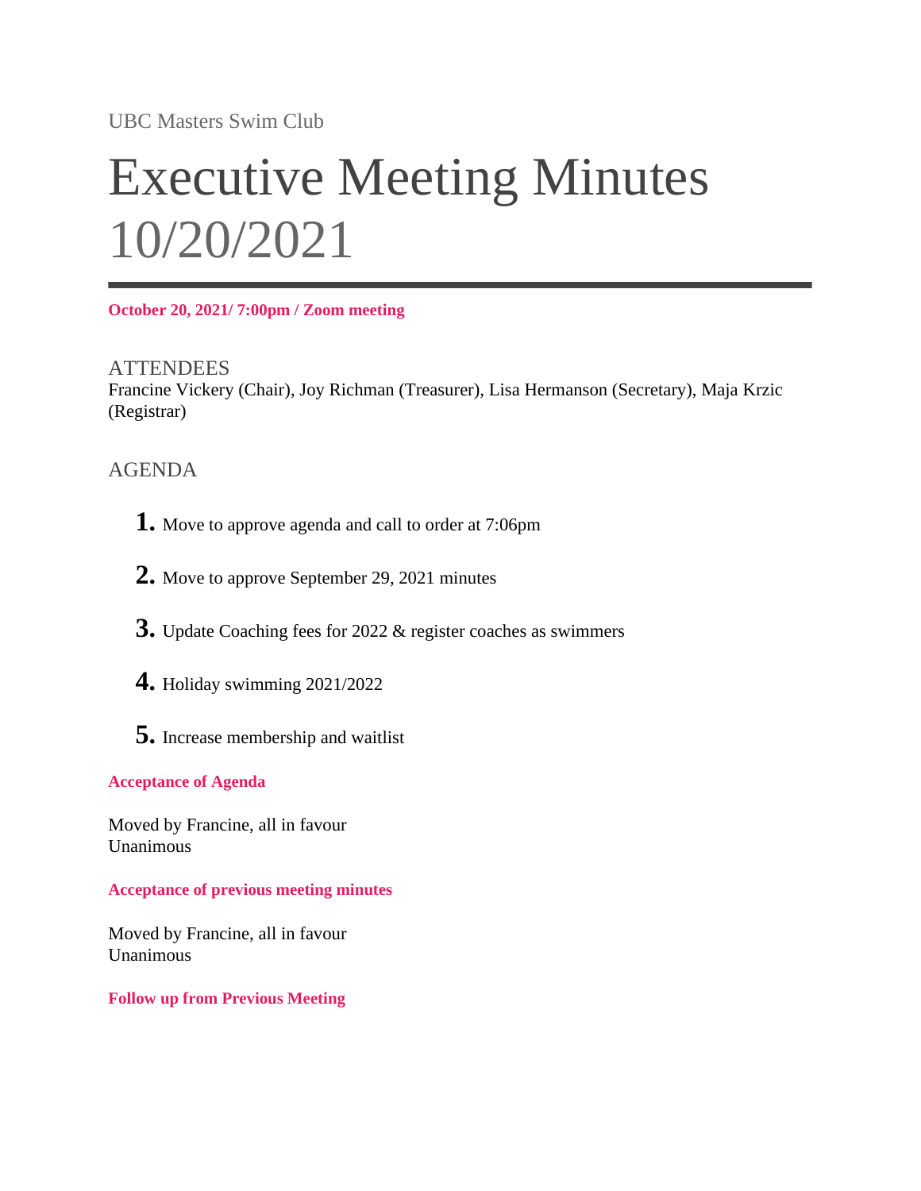UBC Masters Swim Club

# Executive Meeting Minutes 10/20/2021

**October 20, 2021/ 7:00pm / Zoom meeting**

## ATTENDEES

Francine Vickery (Chair), Joy Richman (Treasurer), Lisa Hermanson (Secretary), Maja Krzic (Registrar)

## AGENDA

1. Move to approve agenda and call to order at 7:06pm
2. Move to approve September 29, 2021 minutes
3. Update Coaching fees for 2022 & register coaches as swimmers
4. Holiday swimming 2021/2022
5. Increase membership and waitlist

**Acceptance of Agenda**

Moved by Francine, all in favour
Unanimous

**Acceptance of previous meeting minutes**

Moved by Francine, all in favour
Unanimous

**Follow up from Previous Meeting**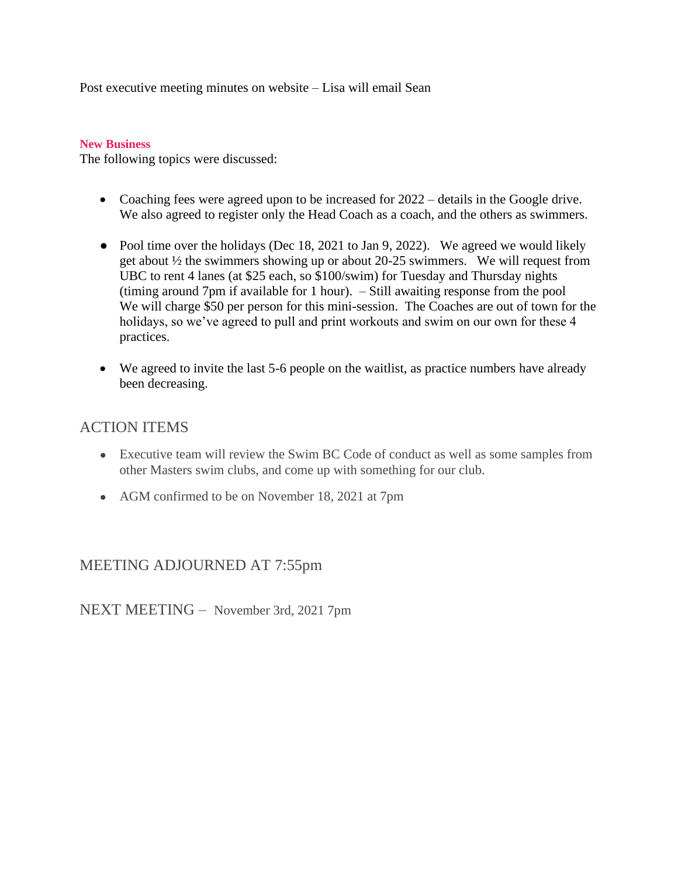Post executive meeting minutes on website – Lisa will email Sean

**New Business**

The following topics were discussed:

- Coaching fees were agreed upon to be increased for 2022 – details in the Google drive. We also agreed to register only the Head Coach as a coach, and the others as swimmers.
- Pool time over the holidays (Dec 18, 2021 to Jan 9, 2022). We agreed we would likely get about ½ the swimmers showing up or about 20-25 swimmers. We will request from UBC to rent 4 lanes (at $25 each, so $100/swim) for Tuesday and Thursday nights (timing around 7pm if available for 1 hour). – Still awaiting response from the pool
  We will charge $50 per person for this mini-session. The Coaches are out of town for the holidays, so we've agreed to pull and print workouts and swim on our own for these 4 practices.
- We agreed to invite the last 5-6 people on the waitlist, as practice numbers have already been decreasing.

## ACTION ITEMS

- Executive team will review the Swim BC Code of conduct as well as some samples from other Masters swim clubs, and come up with something for our club.
- AGM confirmed to be on November 18, 2021 at 7pm

## MEETING ADJOURNED AT 7:55pm

## NEXT MEETING – November 3rd, 2021 7pm